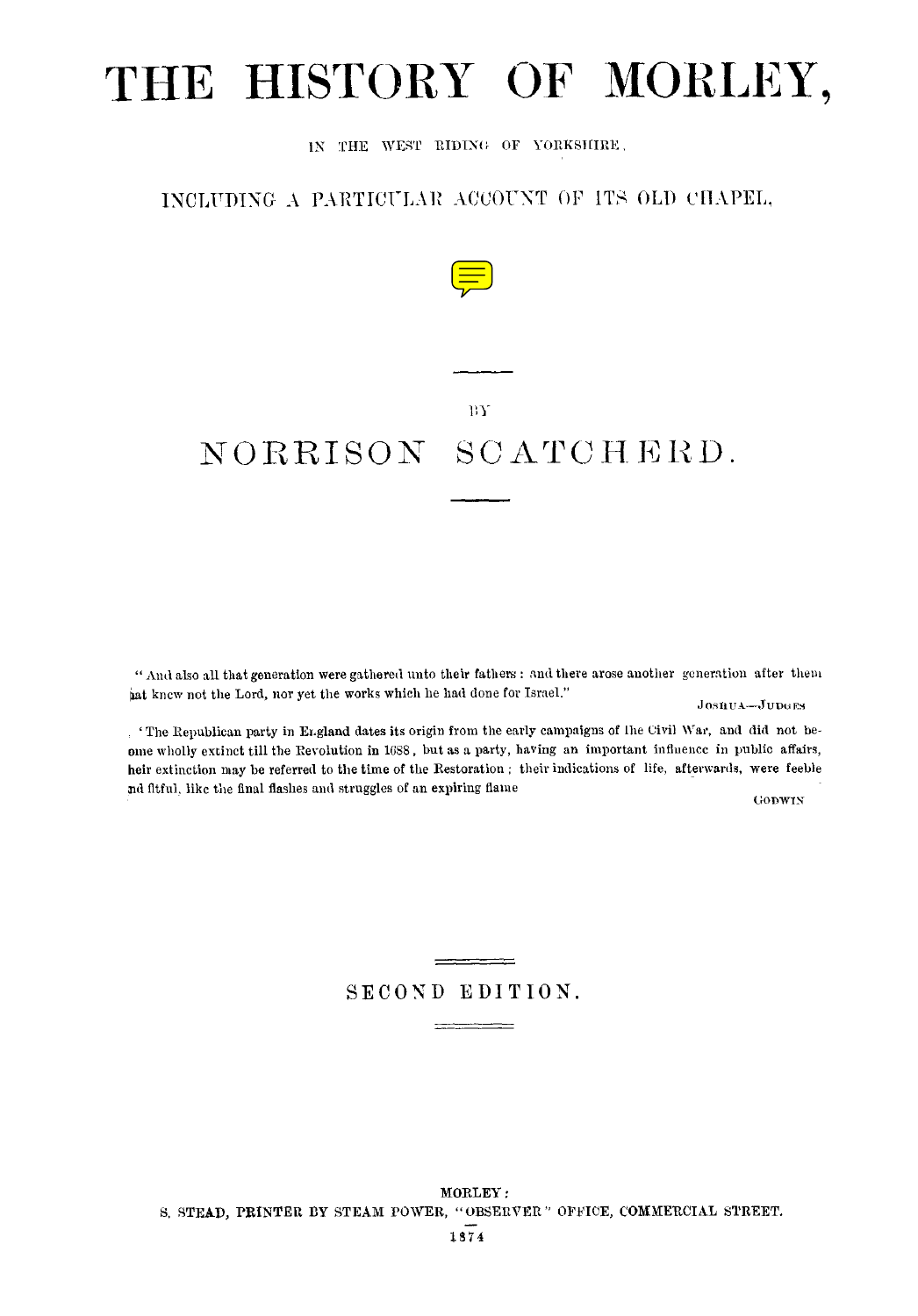# THE HISTORY OF MORLEY,

IN THE WEST RIDING OF YORKSHIRE,

INCLUDING A PARTICULAR ACCOUNT OF ITS OLD CHAPEL.

BY

## NORRISON SCATCHERD.

"And also all that generation were gathered unto their fathers: and there arose another generation after them that knew not the Lord, nor yet the works which he had done for Israel."

JOSHUA—JUDGES

'The Republican party in England dates its origin from the early campaigns of the Civil War, and did not become wholly extinct till the Revolution in 1688, but as a party, having an important influence in public affairs, their extinction may be referred to the time of the Restoration; their indications of life, afterwards, were feeble and fitful, like the final flashes and struggles of an expiring flame

GODWIN

SECOND EDITION.

MORLEY:

S. STEAD, PRINTER BY STEAM POWER, "OBSERVER" OFFICE, COMMERCIAL STREET.

1874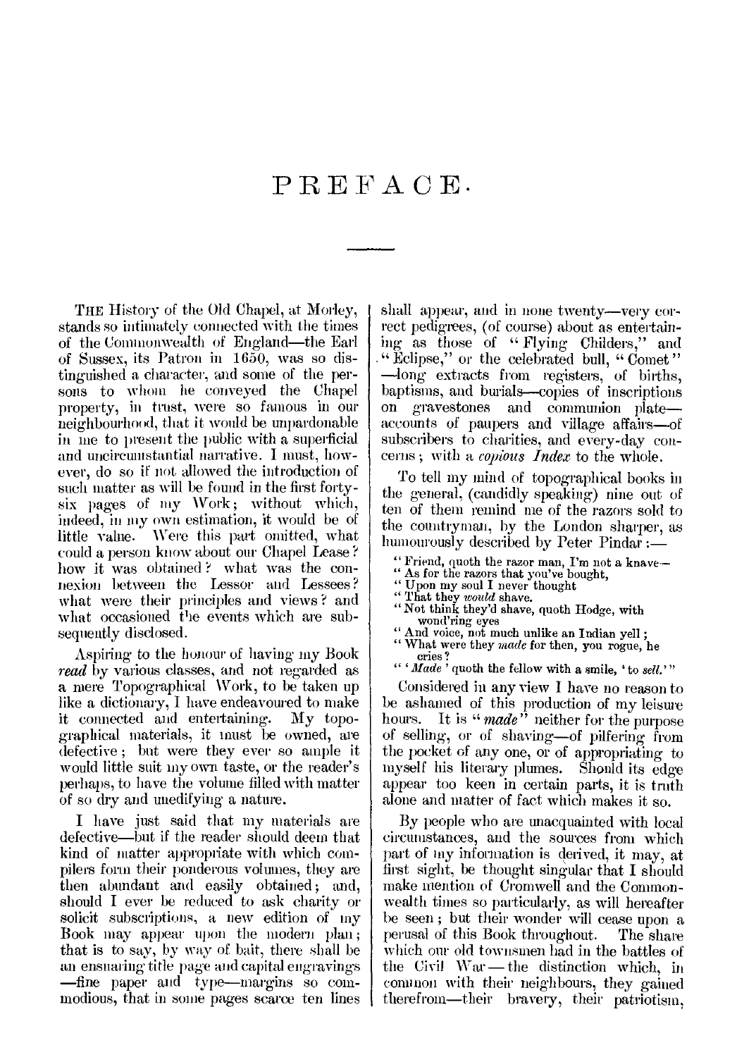# PREFACE.

---

THE History of the Old Chapel, at Morley, stands so intimately connected with the times of the Commonwealth of England—the Earl of Sussex, its Patron in 1650, was so distinguished a character, and some of the persons to whom he conveyed the Chapel property, in trust, were so famous in our neighbourhood, that it would be unpardonable in me to present the public with a superficial and uncircumstantial narrative. I must, however, do so if not allowed the introduction of such matter as will be found in the first forty-six pages of my Work; without which, indeed, in my own estimation, it would be of little value. Were this part omitted, what could a person know about our Chapel Lease? how it was obtained? what was the connexion between the Lessor and Lessees? what were their principles and views? and what occasioned the events which are subsequently disclosed.

Aspiring to the honour of having my Book *read* by various classes, and not regarded as a mere Topographical Work, to be taken up like a dictionary, I have endeavoured to make it connected and entertaining. My topographical materials, it must be owned, are defective; but were they ever so ample it would little suit my own taste, or the reader's perhaps, to have the volume filled with matter of so dry and unedifying a nature.

I have just said that my materials are defective—but if the reader should deem that kind of matter appropriate with which compilers form their ponderous volumes, they are then abundant and easily obtained; and, should I ever be reduced to ask charity or solicit subscriptions, a new edition of my Book may appear upon the modern plan; that is to say, by way of bait, there shall be an ensnaring title page and capital engravings—fine paper and type—margins so commodious, that in some pages scarce ten lines shall appear, and in none twenty—very correct pedigrees, (of course) about as entertaining as those of "Flying Childers," and "Eclipse," or the celebrated bull, "Comet"—long extracts from registers, of births, baptisms, and burials—copies of inscriptions on gravestones and communion plate—accounts of paupers and village affairs—of subscribers to charities, and every-day concerns; with a *copious Index* to the whole.

To tell my mind of topographical books in the general, (candidly speaking) nine out of ten of them remind me of the razors sold to the countryman, by the London sharper, as humourously described by Peter Pindar:—

> "Friend, quoth the razor man, I'm not a knave—
> "As for the razors that you've bought,
> "Upon my soul I never thought
> "That they *would* shave.
> "Not think they'd shave, quoth Hodge, with wond'ring eyes
> "And voice, not much unlike an Indian yell;
> "What were they *made* for then, you rogue, he cries?
> "'*Made*' quoth the fellow with a smile, 'to *sell*.'"

Considered in any view I have no reason to be ashamed of this production of my leisure hours. It is "*made*" neither for the purpose of selling, or of shaving—of pilfering from the pocket of any one, or of appropriating to myself his literary plumes. Should its edge appear too keen in certain parts, it is truth alone and matter of fact which makes it so.

By people who are unacquainted with local circumstances, and the sources from which part of my information is derived, it may, at first sight, be thought singular that I should make mention of Cromwell and the Commonwealth times so particularly, as will hereafter be seen; but their wonder will cease upon a perusal of this Book throughout. The share which our old townsmen had in the battles of the Civil War—the distinction which, in common with their neighbours, they gained therefrom—their bravery, their patriotism,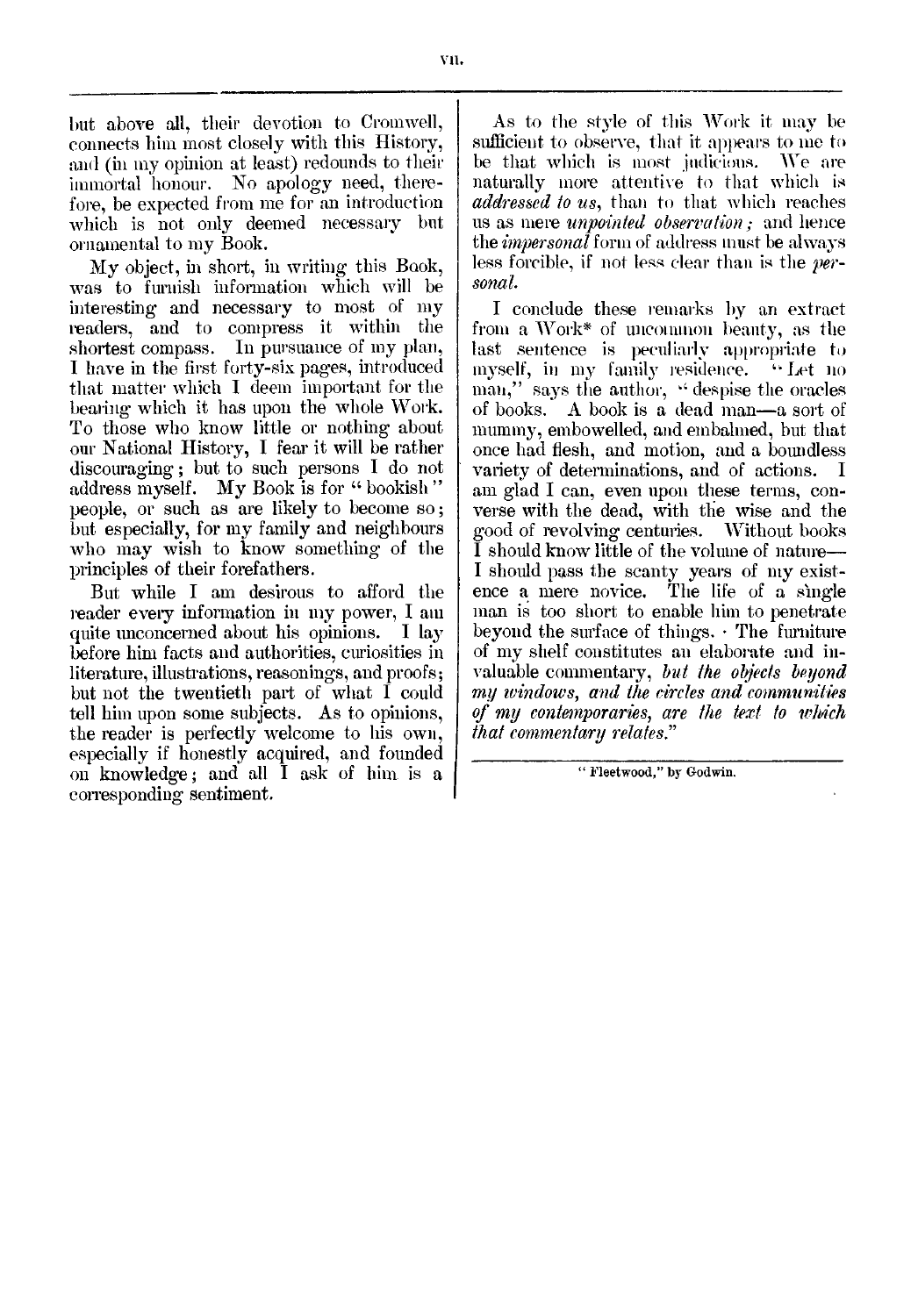but above all, their devotion to Cromwell, connects him most closely with this History, and (in my opinion at least) redounds to their immortal honour. No apology need, therefore, be expected from me for an introduction which is not only deemed necessary but ornamental to my Book.

My object, in short, in writing this Book, was to furnish information which will be interesting and necessary to most of my readers, and to compress it within the shortest compass. In pursuance of my plan, I have in the first forty-six pages, introduced that matter which I deem important for the bearing which it has upon the whole Work. To those who know little or nothing about our National History, I fear it will be rather discouraging; but to such persons I do not address myself. My Book is for "bookish" people, or such as are likely to become so; but especially, for my family and neighbours who may wish to know something of the principles of their forefathers.

But while I am desirous to afford the reader every information in my power, I am quite unconcerned about his opinions. I lay before him facts and authorities, curiosities in literature, illustrations, reasonings, and proofs; but not the twentieth part of what I could tell him upon some subjects. As to opinions, the reader is perfectly welcome to his own, especially if honestly acquired, and founded on knowledge; and all I ask of him is a corresponding sentiment.

As to the style of this Work it may be sufficient to observe, that it appears to me to be that which is most judicious. We are naturally more attentive to that which is *addressed to us*, than to that which reaches us as mere *unpointed observation;* and hence the *impersonal* form of address must be always less forcible, if not less clear than is the *personal.*

I conclude these remarks by an extract from a Work* of uncommon beauty, as the last sentence is peculiarly appropriate to myself, in my family residence. "Let no man," says the author, "despise the oracles of books. A book is a dead man—a sort of mummy, embowelled, and embalmed, but that once had flesh, and motion, and a boundless variety of determinations, and of actions. I am glad I can, even upon these terms, converse with the dead, with the wise and the good of revolving centuries. Without books I should know little of the volume of nature—I should pass the scanty years of my existence a mere novice. The life of a single man is too short to enable him to penetrate beyond the surface of things. The furniture of my shelf constitutes an elaborate and invaluable commentary, *but the objects beyond my windows, and the circles and communities of my contemporaries, are the text to which that commentary relates.*"

* "Fleetwood," by Godwin.